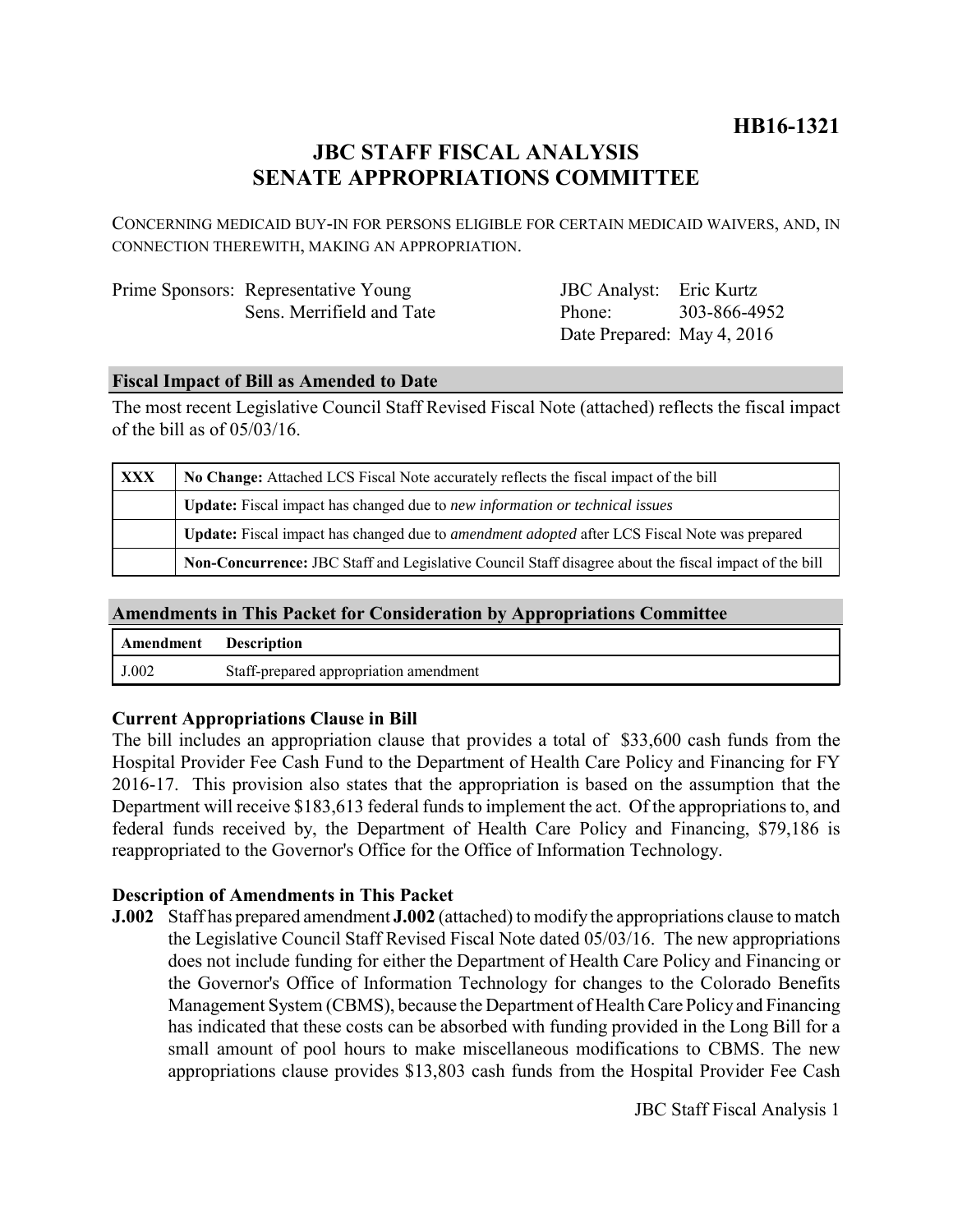**HB16-1321**

# JBC STAFF FISCAL ANALYSIS
# SENATE APPROPRIATIONS COMMITTEE

CONCERNING MEDICAID BUY-IN FOR PERSONS ELIGIBLE FOR CERTAIN MEDICAID WAIVERS, AND, IN CONNECTION THEREWITH, MAKING AN APPROPRIATION.

| | | | |
|---|---|---|---|
| Prime Sponsors: | Representative Young | JBC Analyst: | Eric Kurtz |
| | Sens. Merrifield and Tate | Phone: | 303-866-4952 |
| | | Date Prepared: | May 4, 2016 |

## Fiscal Impact of Bill as Amended to Date

The most recent Legislative Council Staff Revised Fiscal Note (attached) reflects the fiscal impact of the bill as of 05/03/16.

| | |
|---|---|
| XXX | **No Change:** Attached LCS Fiscal Note accurately reflects the fiscal impact of the bill |
| | **Update:** Fiscal impact has changed due to *new information or technical issues* |
| | **Update:** Fiscal impact has changed due to *amendment adopted* after LCS Fiscal Note was prepared |
| | **Non-Concurrence:** JBC Staff and Legislative Council Staff disagree about the fiscal impact of the bill |

## Amendments in This Packet for Consideration by Appropriations Committee

| Amendment | Description |
|---|---|
| J.002 | Staff-prepared appropriation amendment |

### Current Appropriations Clause in Bill

The bill includes an appropriation clause that provides a total of $33,600 cash funds from the Hospital Provider Fee Cash Fund to the Department of Health Care Policy and Financing for FY 2016-17. This provision also states that the appropriation is based on the assumption that the Department will receive $183,613 federal funds to implement the act. Of the appropriations to, and federal funds received by, the Department of Health Care Policy and Financing, $79,186 is reappropriated to the Governor's Office for the Office of Information Technology.

### Description of Amendments in This Packet

**J.002** Staff has prepared amendment **J.002** (attached) to modify the appropriations clause to match the Legislative Council Staff Revised Fiscal Note dated 05/03/16. The new appropriations does not include funding for either the Department of Health Care Policy and Financing or the Governor's Office of Information Technology for changes to the Colorado Benefits Management System (CBMS), because the Department of Health Care Policy and Financing has indicated that these costs can be absorbed with funding provided in the Long Bill for a small amount of pool hours to make miscellaneous modifications to CBMS. The new appropriations clause provides $13,803 cash funds from the Hospital Provider Fee Cash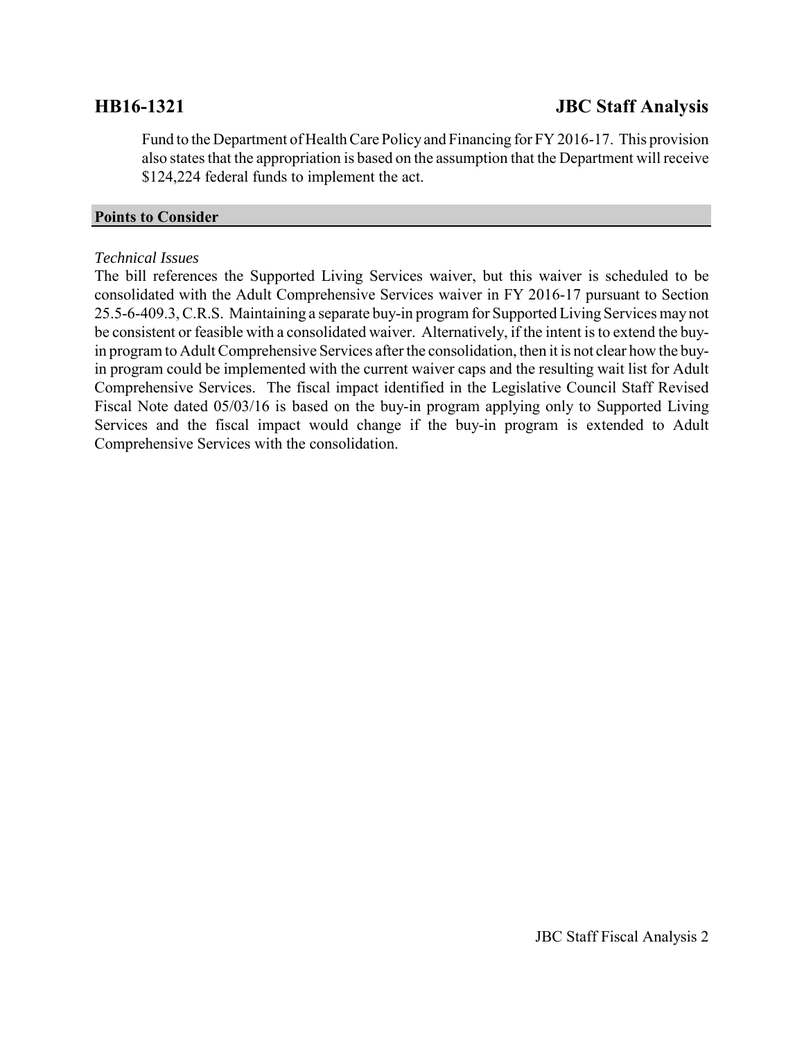Fund to the Department of Health Care Policy and Financing for FY 2016-17. This provision also states that the appropriation is based on the assumption that the Department will receive $124,224 federal funds to implement the act.

## Points to Consider

*Technical Issues*

The bill references the Supported Living Services waiver, but this waiver is scheduled to be consolidated with the Adult Comprehensive Services waiver in FY 2016-17 pursuant to Section 25.5-6-409.3, C.R.S. Maintaining a separate buy-in program for Supported Living Services may not be consistent or feasible with a consolidated waiver. Alternatively, if the intent is to extend the buy-in program to Adult Comprehensive Services after the consolidation, then it is not clear how the buy-in program could be implemented with the current waiver caps and the resulting wait list for Adult Comprehensive Services. The fiscal impact identified in the Legislative Council Staff Revised Fiscal Note dated 05/03/16 is based on the buy-in program applying only to Supported Living Services and the fiscal impact would change if the buy-in program is extended to Adult Comprehensive Services with the consolidation.